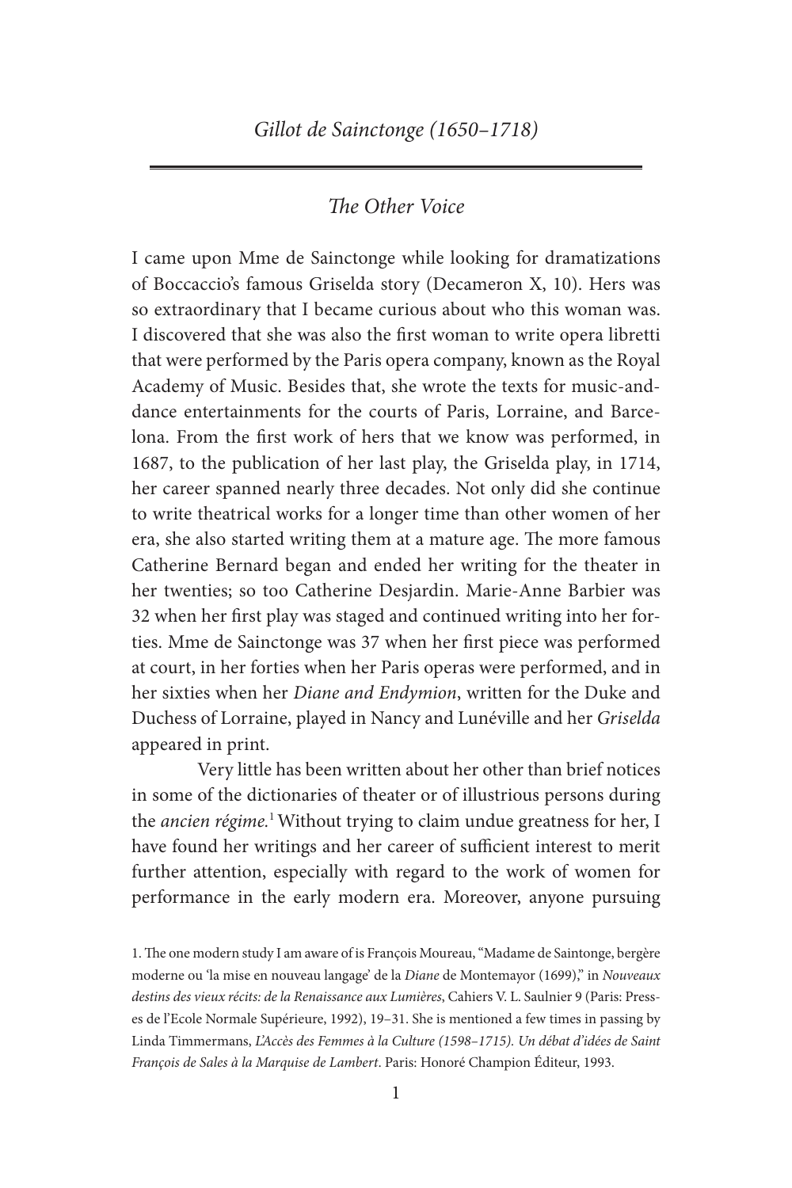# *Gillot de Sainctonge (1650–1718)*

## *The Other Voice*

I came upon Mme de Sainctonge while looking for dramatizations of Boccaccio's famous Griselda story (Decameron X, 10). Hers was so extraordinary that I became curious about who this woman was. I discovered that she was also the first woman to write opera libretti that were performed by the Paris opera company, known as the Royal Academy of Music. Besides that, she wrote the texts for music-and-dance entertainments for the courts of Paris, Lorraine, and Barcelona. From the first work of hers that we know was performed, in 1687, to the publication of her last play, the Griselda play, in 1714, her career spanned nearly three decades. Not only did she continue to write theatrical works for a longer time than other women of her era, she also started writing them at a mature age. The more famous Catherine Bernard began and ended her writing for the theater in her twenties; so too Catherine Desjardin. Marie-Anne Barbier was 32 when her first play was staged and continued writing into her forties. Mme de Sainctonge was 37 when her first piece was performed at court, in her forties when her Paris operas were performed, and in her sixties when her *Diane and Endymion*, written for the Duke and Duchess of Lorraine, played in Nancy and Lunéville and her *Griselda* appeared in print.

Very little has been written about her other than brief notices in some of the dictionaries of theater or of illustrious persons during the *ancien régime.*[1] Without trying to claim undue greatness for her, I have found her writings and her career of sufficient interest to merit further attention, especially with regard to the work of women for performance in the early modern era. Moreover, anyone pursuing

1. The one modern study I am aware of is François Moureau, "Madame de Saintonge, bergère moderne ou 'la mise en nouveau langage' de la *Diane* de Montemayor (1699)," in *Nouveaux destins des vieux récits: de la Renaissance aux Lumières*, Cahiers V. L. Saulnier 9 (Paris: Presses de l'Ecole Normale Supérieure, 1992), 19–31. She is mentioned a few times in passing by Linda Timmermans, *L'Accès des Femmes à la Culture (1598–1715). Un débat d'idées de Saint François de Sales à la Marquise de Lambert*. Paris: Honoré Champion Éditeur, 1993.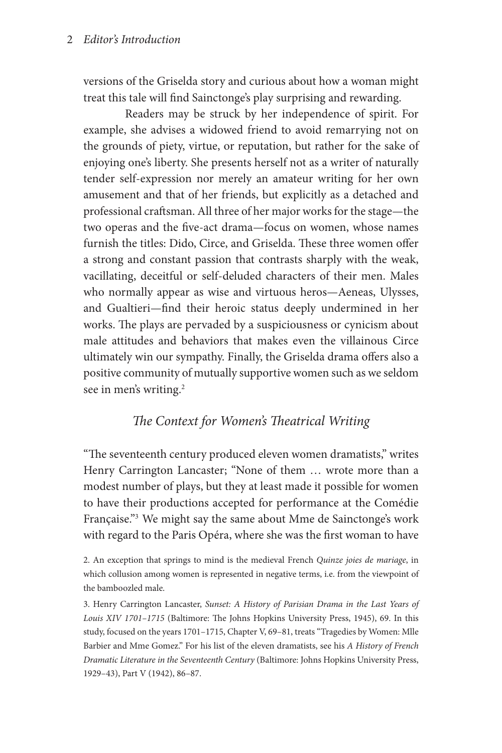versions of the Griselda story and curious about how a woman might treat this tale will find Sainctonge's play surprising and rewarding.

Readers may be struck by her independence of spirit. For example, she advises a widowed friend to avoid remarrying not on the grounds of piety, virtue, or reputation, but rather for the sake of enjoying one's liberty. She presents herself not as a writer of naturally tender self-expression nor merely an amateur writing for her own amusement and that of her friends, but explicitly as a detached and professional craftsman. All three of her major works for the stage—the two operas and the five-act drama—focus on women, whose names furnish the titles: Dido, Circe, and Griselda. These three women offer a strong and constant passion that contrasts sharply with the weak, vacillating, deceitful or self-deluded characters of their men. Males who normally appear as wise and virtuous heros—Aeneas, Ulysses, and Gualtieri—find their heroic status deeply undermined in her works. The plays are pervaded by a suspiciousness or cynicism about male attitudes and behaviors that makes even the villainous Circe ultimately win our sympathy. Finally, the Griselda drama offers also a positive community of mutually supportive women such as we seldom see in men's writing.[2]

## *The Context for Women's Theatrical Writing*

"The seventeenth century produced eleven women dramatists," writes Henry Carrington Lancaster; "None of them … wrote more than a modest number of plays, but they at least made it possible for women to have their productions accepted for performance at the Comédie Française."[3] We might say the same about Mme de Sainctonge's work with regard to the Paris Opéra, where she was the first woman to have

2. An exception that springs to mind is the medieval French *Quinze joies de mariage*, in which collusion among women is represented in negative terms, i.e. from the viewpoint of the bamboozled male.

3. Henry Carrington Lancaster, *Sunset: A History of Parisian Drama in the Last Years of Louis XIV 1701–1715* (Baltimore: The Johns Hopkins University Press, 1945), 69. In this study, focused on the years 1701–1715, Chapter V, 69–81, treats "Tragedies by Women: Mlle Barbier and Mme Gomez." For his list of the eleven dramatists, see his *A History of French Dramatic Literature in the Seventeenth Century* (Baltimore: Johns Hopkins University Press, 1929–43), Part V (1942), 86–87.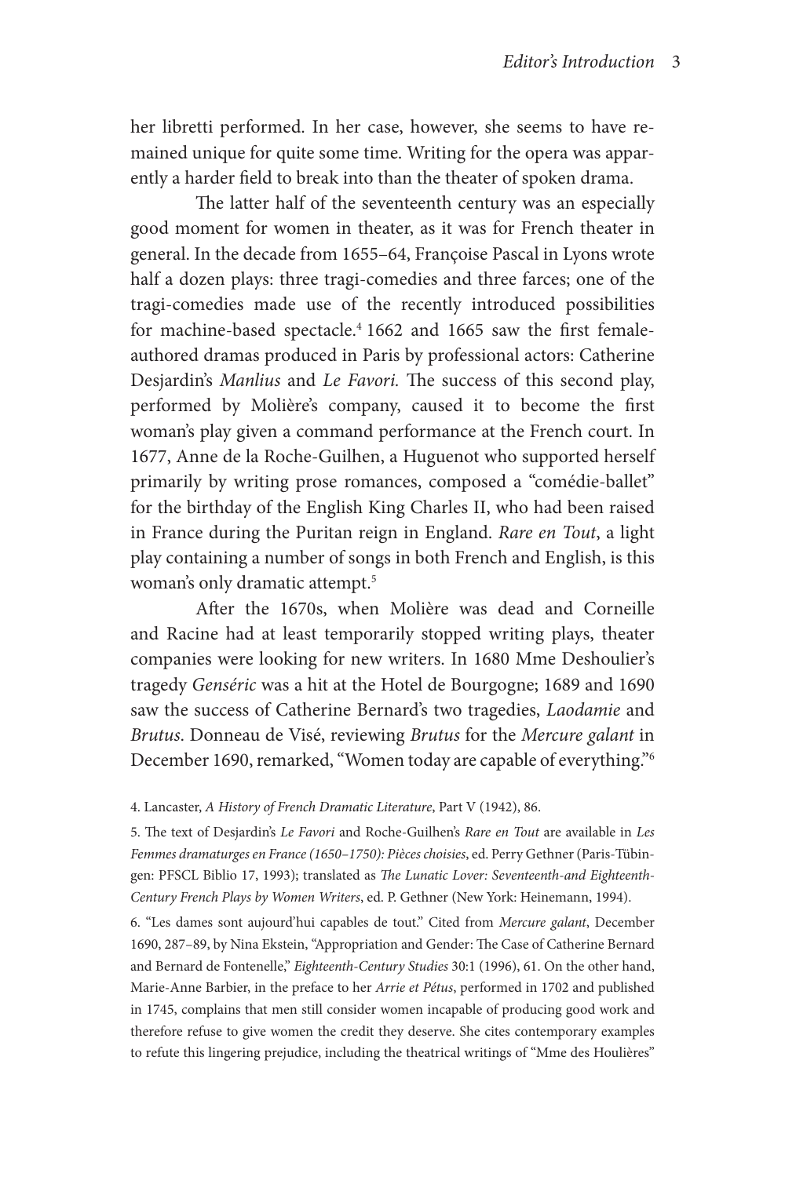her libretti performed. In her case, however, she seems to have remained unique for quite some time. Writing for the opera was apparently a harder field to break into than the theater of spoken drama.

The latter half of the seventeenth century was an especially good moment for women in theater, as it was for French theater in general. In the decade from 1655–64, Françoise Pascal in Lyons wrote half a dozen plays: three tragi-comedies and three farces; one of the tragi-comedies made use of the recently introduced possibilities for machine-based spectacle.[4] 1662 and 1665 saw the first female-authored dramas produced in Paris by professional actors: Catherine Desjardin's *Manlius* and *Le Favori.* The success of this second play, performed by Molière's company, caused it to become the first woman's play given a command performance at the French court. In 1677, Anne de la Roche-Guilhen, a Huguenot who supported herself primarily by writing prose romances, composed a "comédie-ballet" for the birthday of the English King Charles II, who had been raised in France during the Puritan reign in England. *Rare en Tout*, a light play containing a number of songs in both French and English, is this woman's only dramatic attempt.[5]

After the 1670s, when Molière was dead and Corneille and Racine had at least temporarily stopped writing plays, theater companies were looking for new writers. In 1680 Mme Deshoulier's tragedy *Genséric* was a hit at the Hotel de Bourgogne; 1689 and 1690 saw the success of Catherine Bernard's two tragedies, *Laodamie* and *Brutus*. Donneau de Visé, reviewing *Brutus* for the *Mercure galant* in December 1690, remarked, "Women today are capable of everything."[6]

4. Lancaster, *A History of French Dramatic Literature*, Part V (1942), 86.

5. The text of Desjardin's *Le Favori* and Roche-Guilhen's *Rare en Tout* are available in *Les Femmes dramaturges en France (1650–1750): Pièces choisies*, ed. Perry Gethner (Paris-Tübingen: PFSCL Biblio 17, 1993); translated as *The Lunatic Lover: Seventeenth-and Eighteenth-Century French Plays by Women Writers*, ed. P. Gethner (New York: Heinemann, 1994).

6. "Les dames sont aujourd'hui capables de tout." Cited from *Mercure galant*, December 1690, 287–89, by Nina Ekstein, "Appropriation and Gender: The Case of Catherine Bernard and Bernard de Fontenelle," *Eighteenth-Century Studies* 30:1 (1996), 61. On the other hand, Marie-Anne Barbier, in the preface to her *Arrie et Pétus*, performed in 1702 and published in 1745, complains that men still consider women incapable of producing good work and therefore refuse to give women the credit they deserve. She cites contemporary examples to refute this lingering prejudice, including the theatrical writings of "Mme des Houlières"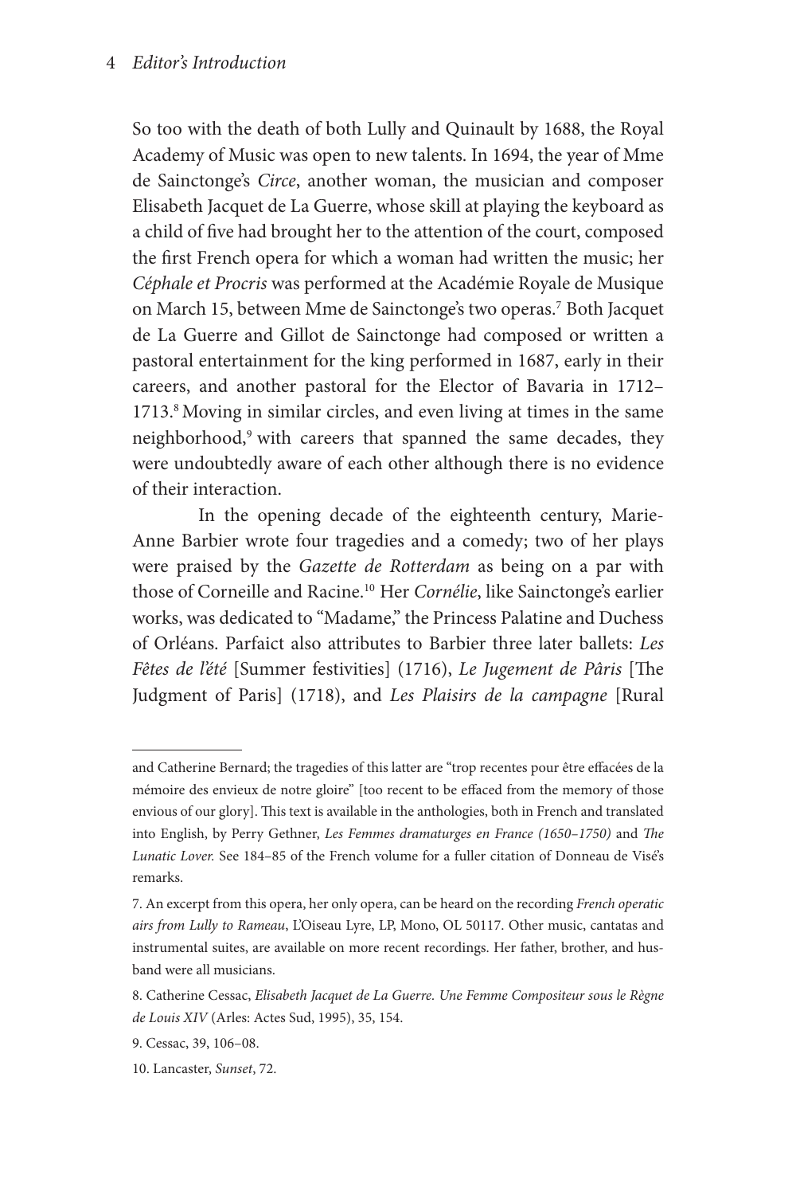So too with the death of both Lully and Quinault by 1688, the Royal Academy of Music was open to new talents. In 1694, the year of Mme de Sainctonge's *Circe*, another woman, the musician and composer Elisabeth Jacquet de La Guerre, whose skill at playing the keyboard as a child of five had brought her to the attention of the court, composed the first French opera for which a woman had written the music; her *Céphale et Procris* was performed at the Académie Royale de Musique on March 15, between Mme de Sainctonge's two operas.[7] Both Jacquet de La Guerre and Gillot de Sainctonge had composed or written a pastoral entertainment for the king performed in 1687, early in their careers, and another pastoral for the Elector of Bavaria in 1712–1713.[8] Moving in similar circles, and even living at times in the same neighborhood,[9] with careers that spanned the same decades, they were undoubtedly aware of each other although there is no evidence of their interaction.

In the opening decade of the eighteenth century, Marie-Anne Barbier wrote four tragedies and a comedy; two of her plays were praised by the *Gazette de Rotterdam* as being on a par with those of Corneille and Racine.[10] Her *Cornélie*, like Sainctonge's earlier works, was dedicated to "Madame," the Princess Palatine and Duchess of Orléans. Parfaict also attributes to Barbier three later ballets: *Les Fêtes de l'été* [Summer festivities] (1716), *Le Jugement de Pâris* [The Judgment of Paris] (1718), and *Les Plaisirs de la campagne* [Rural

---

and Catherine Bernard; the tragedies of this latter are "trop recentes pour être effacées de la mémoire des envieux de notre gloire" [too recent to be effaced from the memory of those envious of our glory]. This text is available in the anthologies, both in French and translated into English, by Perry Gethner, *Les Femmes dramaturges en France (1650–1750)* and *The Lunatic Lover.* See 184–85 of the French volume for a fuller citation of Donneau de Visé's remarks.

7. An excerpt from this opera, her only opera, can be heard on the recording *French operatic airs from Lully to Rameau*, L'Oiseau Lyre, LP, Mono, OL 50117. Other music, cantatas and instrumental suites, are available on more recent recordings. Her father, brother, and husband were all musicians.

8. Catherine Cessac, *Elisabeth Jacquet de La Guerre. Une Femme Compositeur sous le Règne de Louis XIV* (Arles: Actes Sud, 1995), 35, 154.

9. Cessac, 39, 106–08.

10. Lancaster, *Sunset*, 72.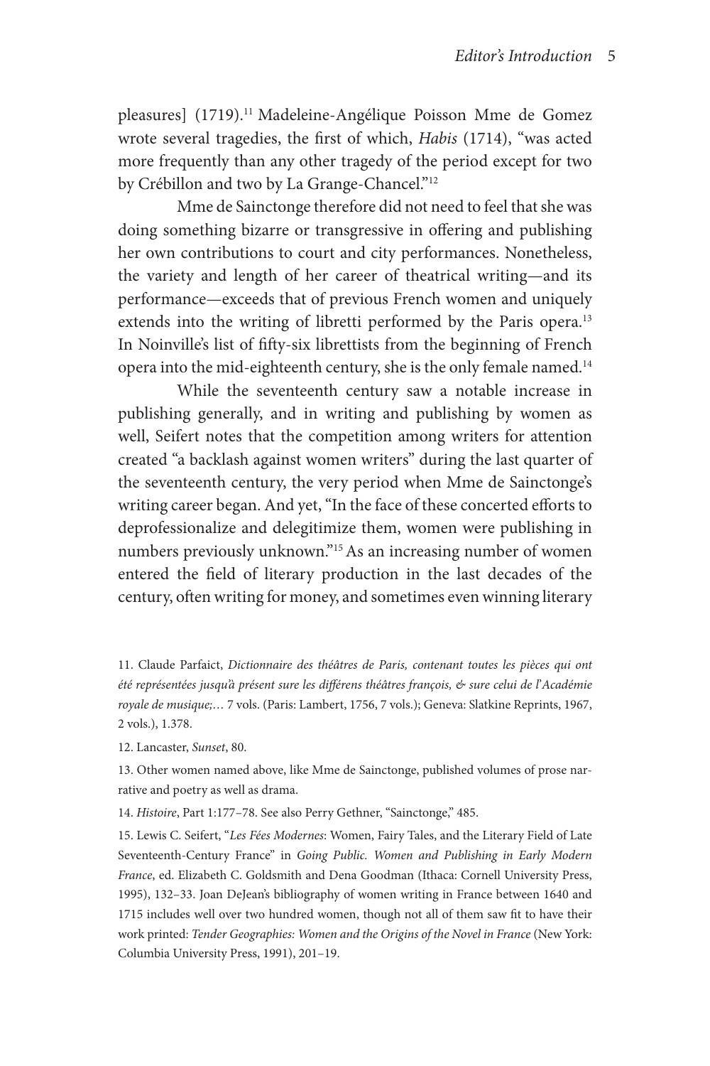pleasures] (1719).[11] Madeleine-Angélique Poisson Mme de Gomez wrote several tragedies, the first of which, *Habis* (1714), "was acted more frequently than any other tragedy of the period except for two by Crébillon and two by La Grange-Chancel."[12]

Mme de Sainctonge therefore did not need to feel that she was doing something bizarre or transgressive in offering and publishing her own contributions to court and city performances. Nonetheless, the variety and length of her career of theatrical writing—and its performance—exceeds that of previous French women and uniquely extends into the writing of libretti performed by the Paris opera.[13] In Noinville's list of fifty-six librettists from the beginning of French opera into the mid-eighteenth century, she is the only female named.[14]

While the seventeenth century saw a notable increase in publishing generally, and in writing and publishing by women as well, Seifert notes that the competition among writers for attention created "a backlash against women writers" during the last quarter of the seventeenth century, the very period when Mme de Sainctonge's writing career began. And yet, "In the face of these concerted efforts to deprofessionalize and delegitimize them, women were publishing in numbers previously unknown."[15] As an increasing number of women entered the field of literary production in the last decades of the century, often writing for money, and sometimes even winning literary

11. Claude Parfaict, *Dictionnaire des théâtres de Paris, contenant toutes les pièces qui ont été représentées jusqu'à présent sure les différens théâtres françois, & sure celui de l'Académie royale de musique;…* 7 vols. (Paris: Lambert, 1756, 7 vols.); Geneva: Slatkine Reprints, 1967, 2 vols.), 1.378.

12. Lancaster, *Sunset*, 80.

13. Other women named above, like Mme de Sainctonge, published volumes of prose narrative and poetry as well as drama.

14. *Histoire*, Part 1:177–78. See also Perry Gethner, "Sainctonge," 485.

15. Lewis C. Seifert, "*Les Fées Modernes*: Women, Fairy Tales, and the Literary Field of Late Seventeenth-Century France" in *Going Public. Women and Publishing in Early Modern France*, ed. Elizabeth C. Goldsmith and Dena Goodman (Ithaca: Cornell University Press, 1995), 132–33. Joan DeJean's bibliography of women writing in France between 1640 and 1715 includes well over two hundred women, though not all of them saw fit to have their work printed: *Tender Geographies: Women and the Origins of the Novel in France* (New York: Columbia University Press, 1991), 201–19.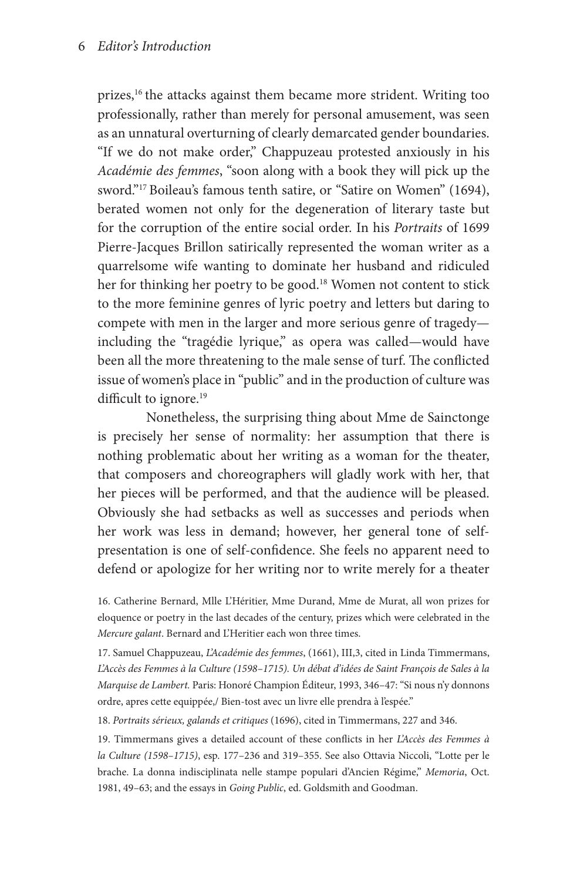prizes,[16] the attacks against them became more strident. Writing too professionally, rather than merely for personal amusement, was seen as an unnatural overturning of clearly demarcated gender boundaries. "If we do not make order," Chappuzeau protested anxiously in his *Académie des femmes*, "soon along with a book they will pick up the sword."[17] Boileau's famous tenth satire, or "Satire on Women" (1694), berated women not only for the degeneration of literary taste but for the corruption of the entire social order. In his *Portraits* of 1699 Pierre-Jacques Brillon satirically represented the woman writer as a quarrelsome wife wanting to dominate her husband and ridiculed her for thinking her poetry to be good.[18] Women not content to stick to the more feminine genres of lyric poetry and letters but daring to compete with men in the larger and more serious genre of tragedy—including the "tragédie lyrique," as opera was called—would have been all the more threatening to the male sense of turf. The conflicted issue of women's place in "public" and in the production of culture was difficult to ignore.[19]

Nonetheless, the surprising thing about Mme de Sainctonge is precisely her sense of normality: her assumption that there is nothing problematic about her writing as a woman for the theater, that composers and choreographers will gladly work with her, that her pieces will be performed, and that the audience will be pleased. Obviously she had setbacks as well as successes and periods when her work was less in demand; however, her general tone of self-presentation is one of self-confidence. She feels no apparent need to defend or apologize for her writing nor to write merely for a theater

16. Catherine Bernard, Mlle L'Héritier, Mme Durand, Mme de Murat, all won prizes for eloquence or poetry in the last decades of the century, prizes which were celebrated in the *Mercure galant*. Bernard and L'Heritier each won three times.

17. Samuel Chappuzeau, *L'Académie des femmes*, (1661), III,3, cited in Linda Timmermans, *L'Accès des Femmes à la Culture (1598–1715). Un débat d'idées de Saint François de Sales à la Marquise de Lambert*. Paris: Honoré Champion Éditeur, 1993, 346–47: "Si nous n'y donnons ordre, apres cette equippée,/ Bien-tost avec un livre elle prendra à l'espée."

18. *Portraits sérieux, galands et critiques* (1696), cited in Timmermans, 227 and 346.

19. Timmermans gives a detailed account of these conflicts in her *L'Accès des Femmes à la Culture (1598–1715)*, esp. 177–236 and 319–355. See also Ottavia Niccoli, "Lotte per le brache. La donna indisciplinata nelle stampe populari d'Ancien Régime," *Memoria*, Oct. 1981, 49–63; and the essays in *Going Public*, ed. Goldsmith and Goodman.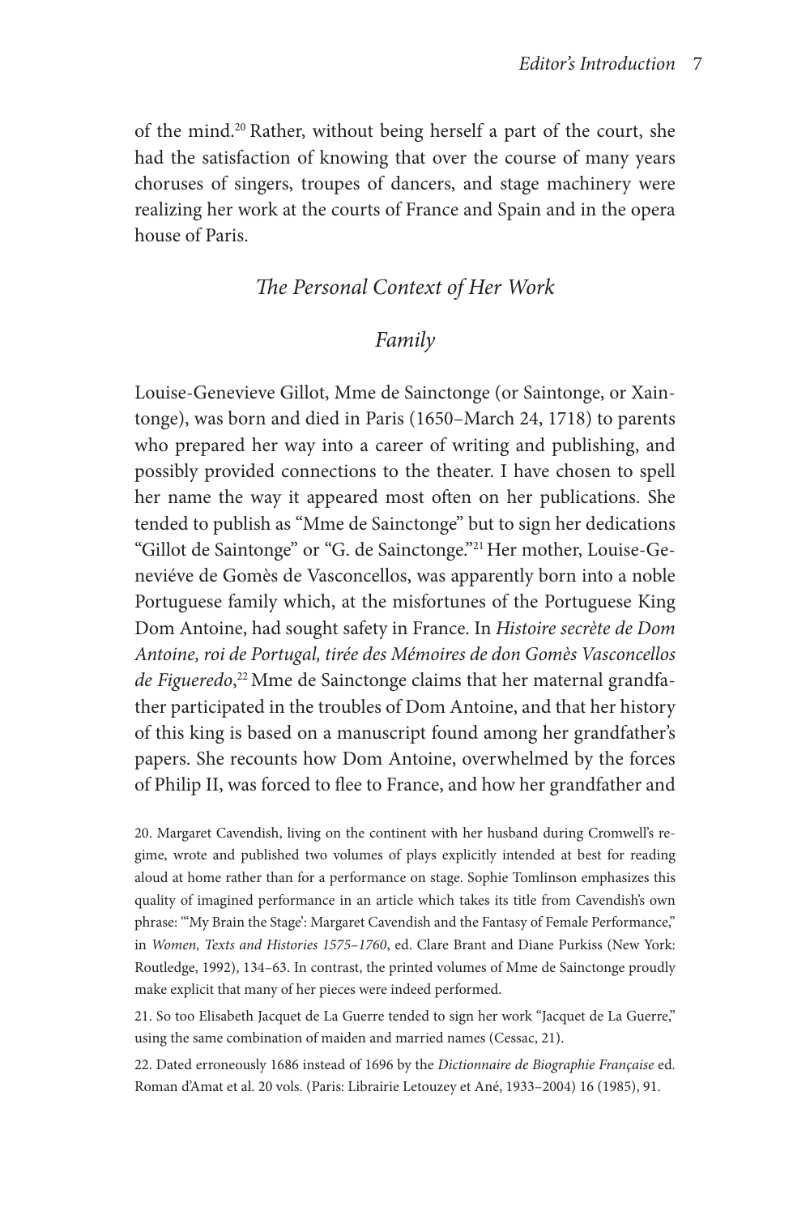of the mind.[20] Rather, without being herself a part of the court, she had the satisfaction of knowing that over the course of many years choruses of singers, troupes of dancers, and stage machinery were realizing her work at the courts of France and Spain and in the opera house of Paris.

## *The Personal Context of Her Work*

### *Family*

Louise-Genevieve Gillot, Mme de Sainctonge (or Saintonge, or Xaintonge), was born and died in Paris (1650–March 24, 1718) to parents who prepared her way into a career of writing and publishing, and possibly provided connections to the theater. I have chosen to spell her name the way it appeared most often on her publications. She tended to publish as "Mme de Sainctonge" but to sign her dedications "Gillot de Saintonge" or "G. de Sainctonge."[21] Her mother, Louise-Geneviéve de Gomès de Vasconcellos, was apparently born into a noble Portuguese family which, at the misfortunes of the Portuguese King Dom Antoine, had sought safety in France. In *Histoire secrète de Dom Antoine, roi de Portugal, tirée des Mémoires de don Gomès Vasconcellos de Figueredo*,[22] Mme de Sainctonge claims that her maternal grandfather participated in the troubles of Dom Antoine, and that her history of this king is based on a manuscript found among her grandfather's papers. She recounts how Dom Antoine, overwhelmed by the forces of Philip II, was forced to flee to France, and how her grandfather and

20. Margaret Cavendish, living on the continent with her husband during Cromwell's regime, wrote and published two volumes of plays explicitly intended at best for reading aloud at home rather than for a performance on stage. Sophie Tomlinson emphasizes this quality of imagined performance in an article which takes its title from Cavendish's own phrase: "'My Brain the Stage': Margaret Cavendish and the Fantasy of Female Performance," in *Women, Texts and Histories 1575–1760*, ed. Clare Brant and Diane Purkiss (New York: Routledge, 1992), 134–63. In contrast, the printed volumes of Mme de Sainctonge proudly make explicit that many of her pieces were indeed performed.

21. So too Elisabeth Jacquet de La Guerre tended to sign her work "Jacquet de La Guerre," using the same combination of maiden and married names (Cessac, 21).

22. Dated erroneously 1686 instead of 1696 by the *Dictionnaire de Biographie Française* ed. Roman d'Amat et al. 20 vols. (Paris: Librairie Letouzey et Ané, 1933–2004) 16 (1985), 91.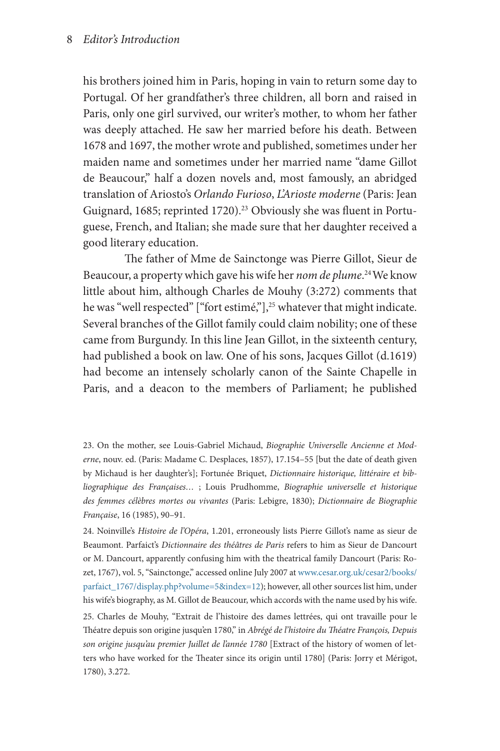his brothers joined him in Paris, hoping in vain to return some day to Portugal. Of her grandfather's three children, all born and raised in Paris, only one girl survived, our writer's mother, to whom her father was deeply attached. He saw her married before his death. Between 1678 and 1697, the mother wrote and published, sometimes under her maiden name and sometimes under her married name "dame Gillot de Beaucour," half a dozen novels and, most famously, an abridged translation of Ariosto's *Orlando Furioso*, *L'Arioste moderne* (Paris: Jean Guignard, 1685; reprinted 1720).[23] Obviously she was fluent in Portuguese, French, and Italian; she made sure that her daughter received a good literary education.

The father of Mme de Sainctonge was Pierre Gillot, Sieur de Beaucour, a property which gave his wife her *nom de plume*.[24] We know little about him, although Charles de Mouhy (3:272) comments that he was "well respected" ["fort estimé,"],[25] whatever that might indicate. Several branches of the Gillot family could claim nobility; one of these came from Burgundy. In this line Jean Gillot, in the sixteenth century, had published a book on law. One of his sons, Jacques Gillot (d.1619) had become an intensely scholarly canon of the Sainte Chapelle in Paris, and a deacon to the members of Parliament; he published

23. On the mother, see Louis-Gabriel Michaud, *Biographie Universelle Ancienne et Moderne*, nouv. ed. (Paris: Madame C. Desplaces, 1857), 17.154–55 [but the date of death given by Michaud is her daughter's]; Fortunée Briquet, *Dictionnaire historique, littéraire et bibliographique des Françaises…* ; Louis Prudhomme, *Biographie universelle et historique des femmes célèbres mortes ou vivantes* (Paris: Lebigre, 1830); *Dictionnaire de Biographie Française*, 16 (1985), 90–91.

24. Noinville's *Histoire de l'Opéra*, 1.201, erroneously lists Pierre Gillot's name as sieur de Beaumont. Parfaict's *Dictionnaire des théâtres de Paris* refers to him as Sieur de Dancourt or M. Dancourt, apparently confusing him with the theatrical family Dancourt (Paris: Rozet, 1767), vol. 5, "Sainctonge," accessed online July 2007 at www.cesar.org.uk/cesar2/books/parfaict_1767/display.php?volume=5&index=12); however, all other sources list him, under his wife's biography, as M. Gillot de Beaucour, which accords with the name used by his wife.

25. Charles de Mouhy, "Extrait de l'histoire des dames lettrées, qui ont travaille pour le Théatre depuis son origine jusqu'en 1780," in *Abrégé de l'histoire du Théatre François, Depuis son origine jusqu'au premier Juillet de l'année 1780* [Extract of the history of women of letters who have worked for the Theater since its origin until 1780] (Paris: Jorry et Mérigot, 1780), 3.272.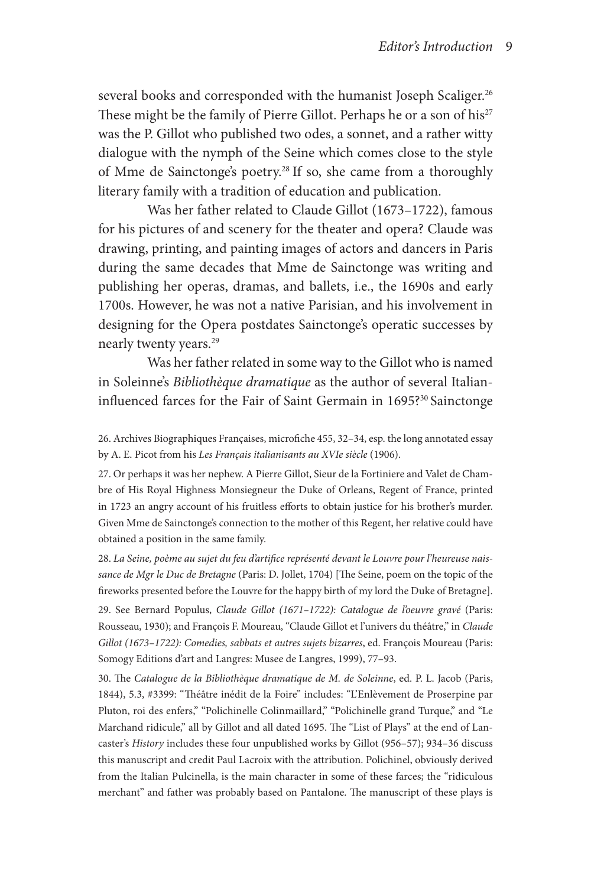several books and corresponded with the humanist Joseph Scaliger.[26] These might be the family of Pierre Gillot. Perhaps he or a son of his[27] was the P. Gillot who published two odes, a sonnet, and a rather witty dialogue with the nymph of the Seine which comes close to the style of Mme de Sainctonge's poetry.[28] If so, she came from a thoroughly literary family with a tradition of education and publication.

Was her father related to Claude Gillot (1673–1722), famous for his pictures of and scenery for the theater and opera? Claude was drawing, printing, and painting images of actors and dancers in Paris during the same decades that Mme de Sainctonge was writing and publishing her operas, dramas, and ballets, i.e., the 1690s and early 1700s. However, he was not a native Parisian, and his involvement in designing for the Opera postdates Sainctonge's operatic successes by nearly twenty years.[29]

Was her father related in some way to the Gillot who is named in Soleinne's *Bibliothèque dramatique* as the author of several Italian-influenced farces for the Fair of Saint Germain in 1695?[30] Sainctonge

26. Archives Biographiques Françaises, microfiche 455, 32–34, esp. the long annotated essay by A. E. Picot from his *Les Français italianisants au XVIe siècle* (1906).

27. Or perhaps it was her nephew. A Pierre Gillot, Sieur de la Fortiniere and Valet de Chambre of His Royal Highness Monsiegneur the Duke of Orleans, Regent of France, printed in 1723 an angry account of his fruitless efforts to obtain justice for his brother's murder. Given Mme de Sainctonge's connection to the mother of this Regent, her relative could have obtained a position in the same family.

28. *La Seine, poème au sujet du feu d'artifice représenté devant le Louvre pour l'heureuse naissance de Mgr le Duc de Bretagne* (Paris: D. Jollet, 1704) [The Seine, poem on the topic of the fireworks presented before the Louvre for the happy birth of my lord the Duke of Bretagne].

29. See Bernard Populus, *Claude Gillot (1671–1722): Catalogue de l'oeuvre gravé* (Paris: Rousseau, 1930); and François F. Moureau, "Claude Gillot et l'univers du théâtre," in *Claude Gillot (1673–1722): Comedies, sabbats et autres sujets bizarres*, ed. François Moureau (Paris: Somogy Editions d'art and Langres: Musee de Langres, 1999), 77–93.

30. The *Catalogue de la Bibliothèque dramatique de M. de Soleinne*, ed. P. L. Jacob (Paris, 1844), 5.3, #3399: "Théâtre inédit de la Foire" includes: "L'Enlèvement de Proserpine par Pluton, roi des enfers," "Polichinelle Colinmaillard," "Polichinelle grand Turque," and "Le Marchand ridicule," all by Gillot and all dated 1695. The "List of Plays" at the end of Lancaster's *History* includes these four unpublished works by Gillot (956–57); 934–36 discuss this manuscript and credit Paul Lacroix with the attribution. Polichinel, obviously derived from the Italian Pulcinella, is the main character in some of these farces; the "ridiculous merchant" and father was probably based on Pantalone. The manuscript of these plays is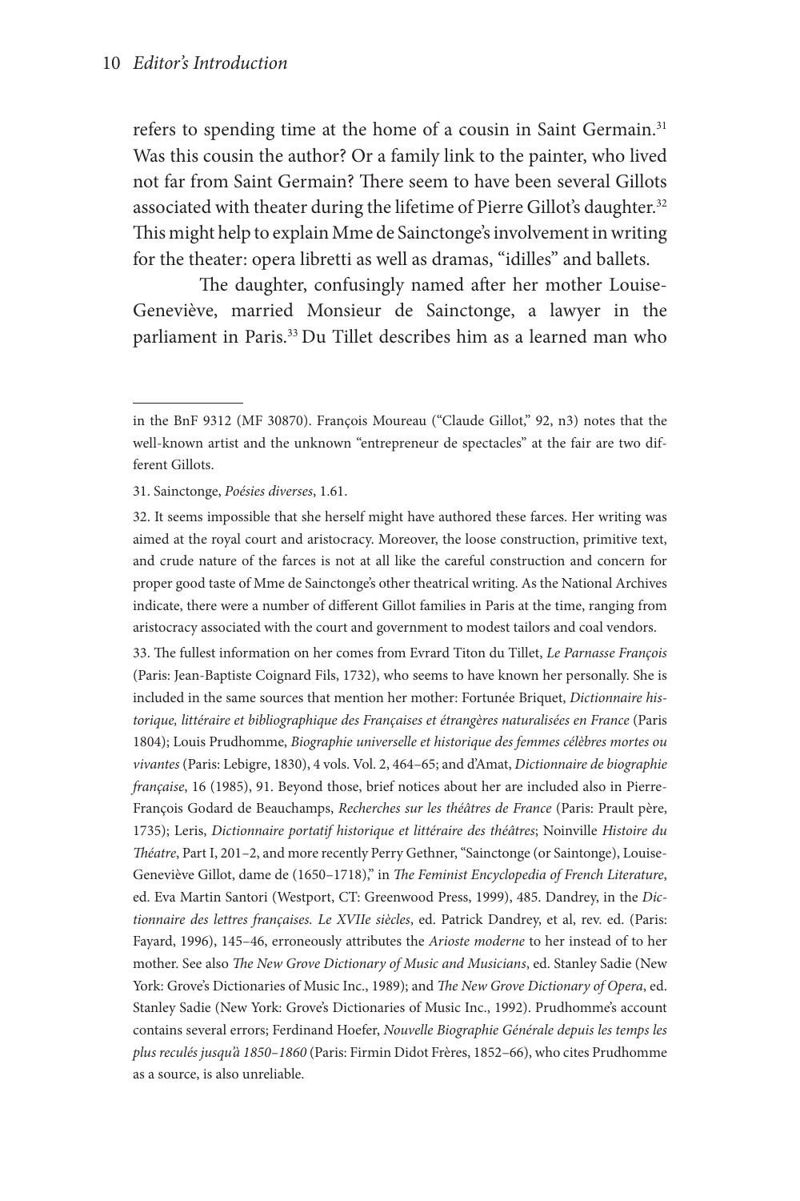refers to spending time at the home of a cousin in Saint Germain.[31] Was this cousin the author? Or a family link to the painter, who lived not far from Saint Germain? There seem to have been several Gillots associated with theater during the lifetime of Pierre Gillot's daughter.[32] This might help to explain Mme de Sainctonge's involvement in writing for the theater: opera libretti as well as dramas, "idilles" and ballets.

The daughter, confusingly named after her mother Louise-Geneviève, married Monsieur de Sainctonge, a lawyer in the parliament in Paris.[33] Du Tillet describes him as a learned man who

---

in the BnF 9312 (MF 30870). François Moureau ("Claude Gillot," 92, n3) notes that the well-known artist and the unknown "entrepreneur de spectacles" at the fair are two different Gillots.

31. Sainctonge, *Poésies diverses*, 1.61.

32. It seems impossible that she herself might have authored these farces. Her writing was aimed at the royal court and aristocracy. Moreover, the loose construction, primitive text, and crude nature of the farces is not at all like the careful construction and concern for proper good taste of Mme de Sainctonge's other theatrical writing. As the National Archives indicate, there were a number of different Gillot families in Paris at the time, ranging from aristocracy associated with the court and government to modest tailors and coal vendors.

33. The fullest information on her comes from Evrard Titon du Tillet, *Le Parnasse François* (Paris: Jean-Baptiste Coignard Fils, 1732), who seems to have known her personally. She is included in the same sources that mention her mother: Fortunée Briquet, *Dictionnaire historique, littéraire et bibliographique des Françaises et étrangères naturalisées en France* (Paris 1804); Louis Prudhomme, *Biographie universelle et historique des femmes célèbres mortes ou vivantes* (Paris: Lebigre, 1830), 4 vols. Vol. 2, 464–65; and d'Amat, *Dictionnaire de biographie française*, 16 (1985), 91. Beyond those, brief notices about her are included also in Pierre-François Godard de Beauchamps, *Recherches sur les théâtres de France* (Paris: Prault père, 1735); Leris, *Dictionnaire portatif historique et littéraire des théâtres*; Noinville *Histoire du Théatre*, Part I, 201–2, and more recently Perry Gethner, "Sainctonge (or Saintonge), Louise-Geneviève Gillot, dame de (1650–1718)," in *The Feminist Encyclopedia of French Literature*, ed. Eva Martin Santori (Westport, CT: Greenwood Press, 1999), 485. Dandrey, in the *Dictionnaire des lettres françaises. Le XVIIe siècles*, ed. Patrick Dandrey, et al, rev. ed. (Paris: Fayard, 1996), 145–46, erroneously attributes the *Arioste moderne* to her instead of to her mother. See also *The New Grove Dictionary of Music and Musicians*, ed. Stanley Sadie (New York: Grove's Dictionaries of Music Inc., 1989); and *The New Grove Dictionary of Opera*, ed. Stanley Sadie (New York: Grove's Dictionaries of Music Inc., 1992). Prudhomme's account contains several errors; Ferdinand Hoefer, *Nouvelle Biographie Générale depuis les temps les plus reculés jusqu'à 1850–1860* (Paris: Firmin Didot Frères, 1852–66), who cites Prudhomme as a source, is also unreliable.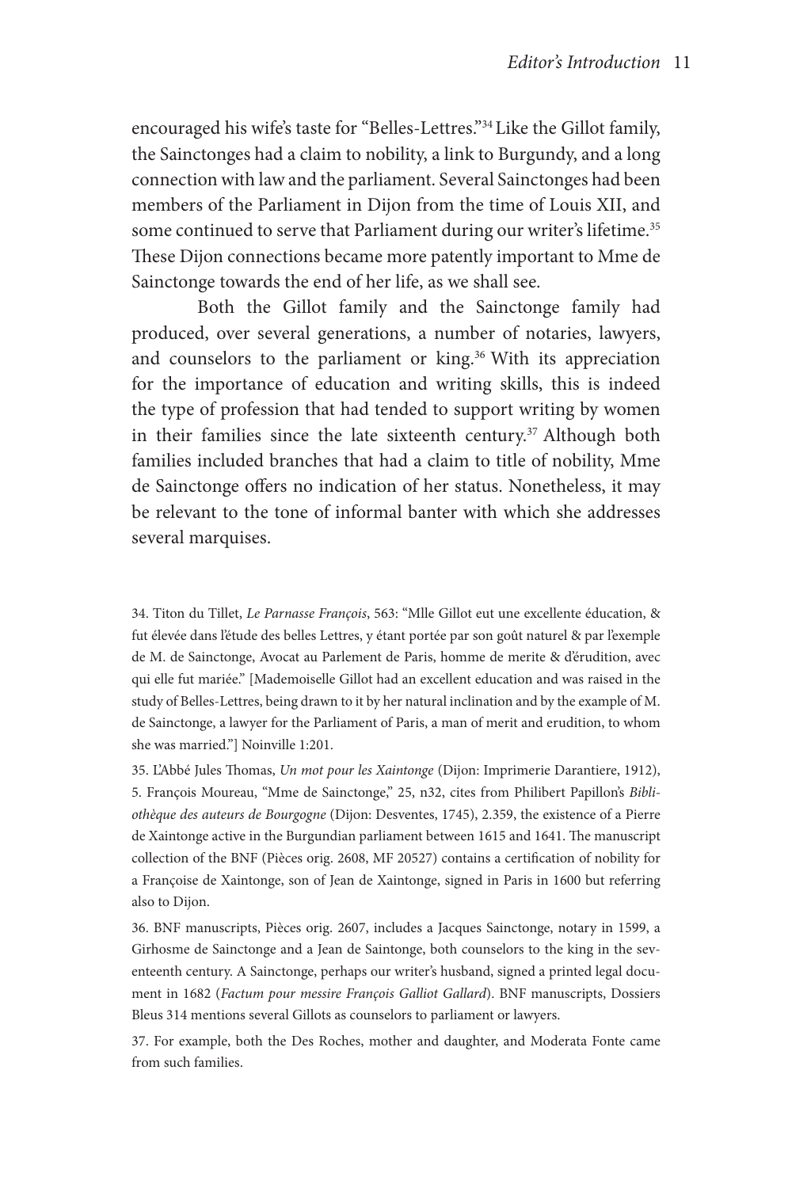encouraged his wife's taste for "Belles-Lettres."[34] Like the Gillot family, the Sainctonges had a claim to nobility, a link to Burgundy, and a long connection with law and the parliament. Several Sainctonges had been members of the Parliament in Dijon from the time of Louis XII, and some continued to serve that Parliament during our writer's lifetime.[35] These Dijon connections became more patently important to Mme de Sainctonge towards the end of her life, as we shall see.

Both the Gillot family and the Sainctonge family had produced, over several generations, a number of notaries, lawyers, and counselors to the parliament or king.[36] With its appreciation for the importance of education and writing skills, this is indeed the type of profession that had tended to support writing by women in their families since the late sixteenth century.[37] Although both families included branches that had a claim to title of nobility, Mme de Sainctonge offers no indication of her status. Nonetheless, it may be relevant to the tone of informal banter with which she addresses several marquises.

34. Titon du Tillet, *Le Parnasse François*, 563: "Mlle Gillot eut une excellente éducation, & fut élevée dans l'étude des belles Lettres, y étant portée par son goût naturel & par l'exemple de M. de Sainctonge, Avocat au Parlement de Paris, homme de merite & d'érudition, avec qui elle fut mariée." [Mademoiselle Gillot had an excellent education and was raised in the study of Belles-Lettres, being drawn to it by her natural inclination and by the example of M. de Sainctonge, a lawyer for the Parliament of Paris, a man of merit and erudition, to whom she was married."] Noinville 1:201.

35. L'Abbé Jules Thomas, *Un mot pour les Xaintonge* (Dijon: Imprimerie Darantiere, 1912), 5. François Moureau, "Mme de Sainctonge," 25, n32, cites from Philibert Papillon's *Bibliothèque des auteurs de Bourgogne* (Dijon: Desventes, 1745), 2.359, the existence of a Pierre de Xaintonge active in the Burgundian parliament between 1615 and 1641. The manuscript collection of the BNF (Pièces orig. 2608, MF 20527) contains a certification of nobility for a Françoise de Xaintonge, son of Jean de Xaintonge, signed in Paris in 1600 but referring also to Dijon.

36. BNF manuscripts, Pièces orig. 2607, includes a Jacques Sainctonge, notary in 1599, a Girhosme de Sainctonge and a Jean de Saintonge, both counselors to the king in the seventeenth century. A Sainctonge, perhaps our writer's husband, signed a printed legal document in 1682 (*Factum pour messire François Galliot Gallard*). BNF manuscripts, Dossiers Bleus 314 mentions several Gillots as counselors to parliament or lawyers.

37. For example, both the Des Roches, mother and daughter, and Moderata Fonte came from such families.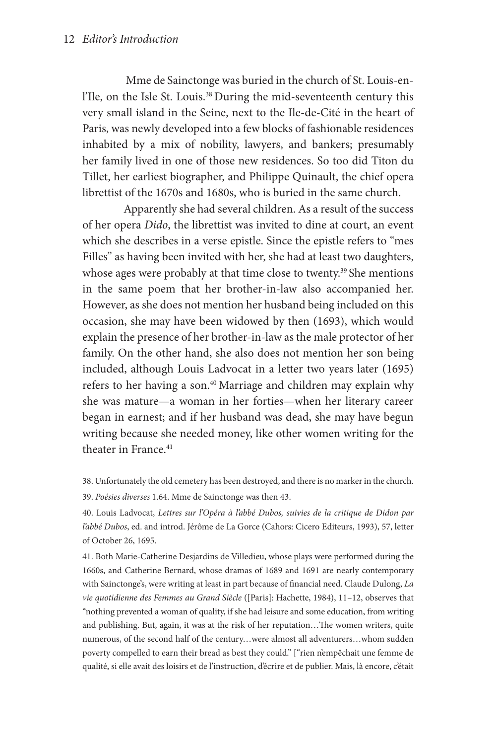Mme de Sainctonge was buried in the church of St. Louis-en-l'Ile, on the Isle St. Louis.[38] During the mid-seventeenth century this very small island in the Seine, next to the Ile-de-Cité in the heart of Paris, was newly developed into a few blocks of fashionable residences inhabited by a mix of nobility, lawyers, and bankers; presumably her family lived in one of those new residences. So too did Titon du Tillet, her earliest biographer, and Philippe Quinault, the chief opera librettist of the 1670s and 1680s, who is buried in the same church.

Apparently she had several children. As a result of the success of her opera *Dido*, the librettist was invited to dine at court, an event which she describes in a verse epistle. Since the epistle refers to "mes Filles" as having been invited with her, she had at least two daughters, whose ages were probably at that time close to twenty.[39] She mentions in the same poem that her brother-in-law also accompanied her. However, as she does not mention her husband being included on this occasion, she may have been widowed by then (1693), which would explain the presence of her brother-in-law as the male protector of her family. On the other hand, she also does not mention her son being included, although Louis Ladvocat in a letter two years later (1695) refers to her having a son.[40] Marriage and children may explain why she was mature—a woman in her forties—when her literary career began in earnest; and if her husband was dead, she may have begun writing because she needed money, like other women writing for the theater in France.[41]

38. Unfortunately the old cemetery has been destroyed, and there is no marker in the church.

39. *Poésies diverses* 1.64. Mme de Sainctonge was then 43.

40. Louis Ladvocat, *Lettres sur l'Opéra à l'abbé Dubos, suivies de la critique de Didon par l'abbé Dubos*, ed. and introd. Jérôme de La Gorce (Cahors: Cicero Editeurs, 1993), 57, letter of October 26, 1695.

41. Both Marie-Catherine Desjardins de Villedieu, whose plays were performed during the 1660s, and Catherine Bernard, whose dramas of 1689 and 1691 are nearly contemporary with Sainctonge's, were writing at least in part because of financial need. Claude Dulong, *La vie quotidienne des Femmes au Grand Siècle* ([Paris]: Hachette, 1984), 11–12, observes that "nothing prevented a woman of quality, if she had leisure and some education, from writing and publishing. But, again, it was at the risk of her reputation…The women writers, quite numerous, of the second half of the century…were almost all adventurers…whom sudden poverty compelled to earn their bread as best they could." ["rien n'empêchait une femme de qualité, si elle avait des loisirs et de l'instruction, d'écrire et de publier. Mais, là encore, c'était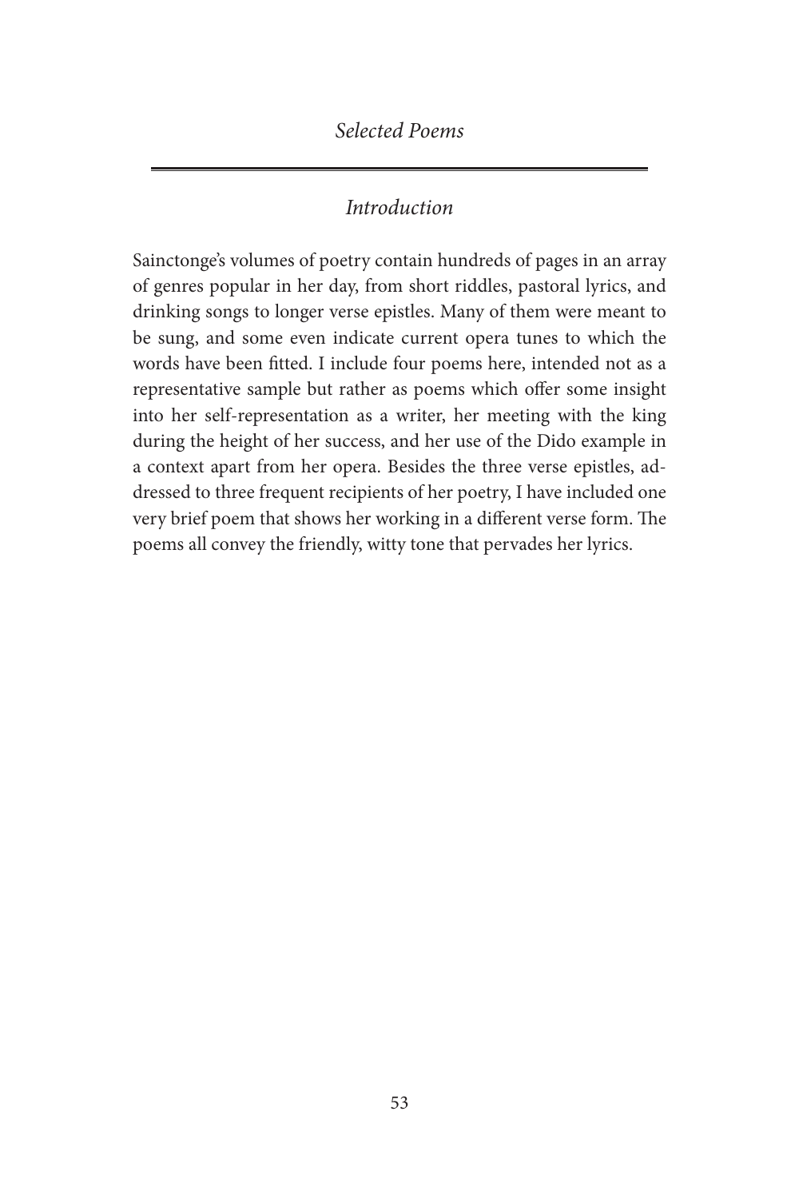# *Selected Poems*

## *Introduction*

Sainctonge's volumes of poetry contain hundreds of pages in an array of genres popular in her day, from short riddles, pastoral lyrics, and drinking songs to longer verse epistles. Many of them were meant to be sung, and some even indicate current opera tunes to which the words have been fitted. I include four poems here, intended not as a representative sample but rather as poems which offer some insight into her self-representation as a writer, her meeting with the king during the height of her success, and her use of the Dido example in a context apart from her opera. Besides the three verse epistles, addressed to three frequent recipients of her poetry, I have included one very brief poem that shows her working in a different verse form. The poems all convey the friendly, witty tone that pervades her lyrics.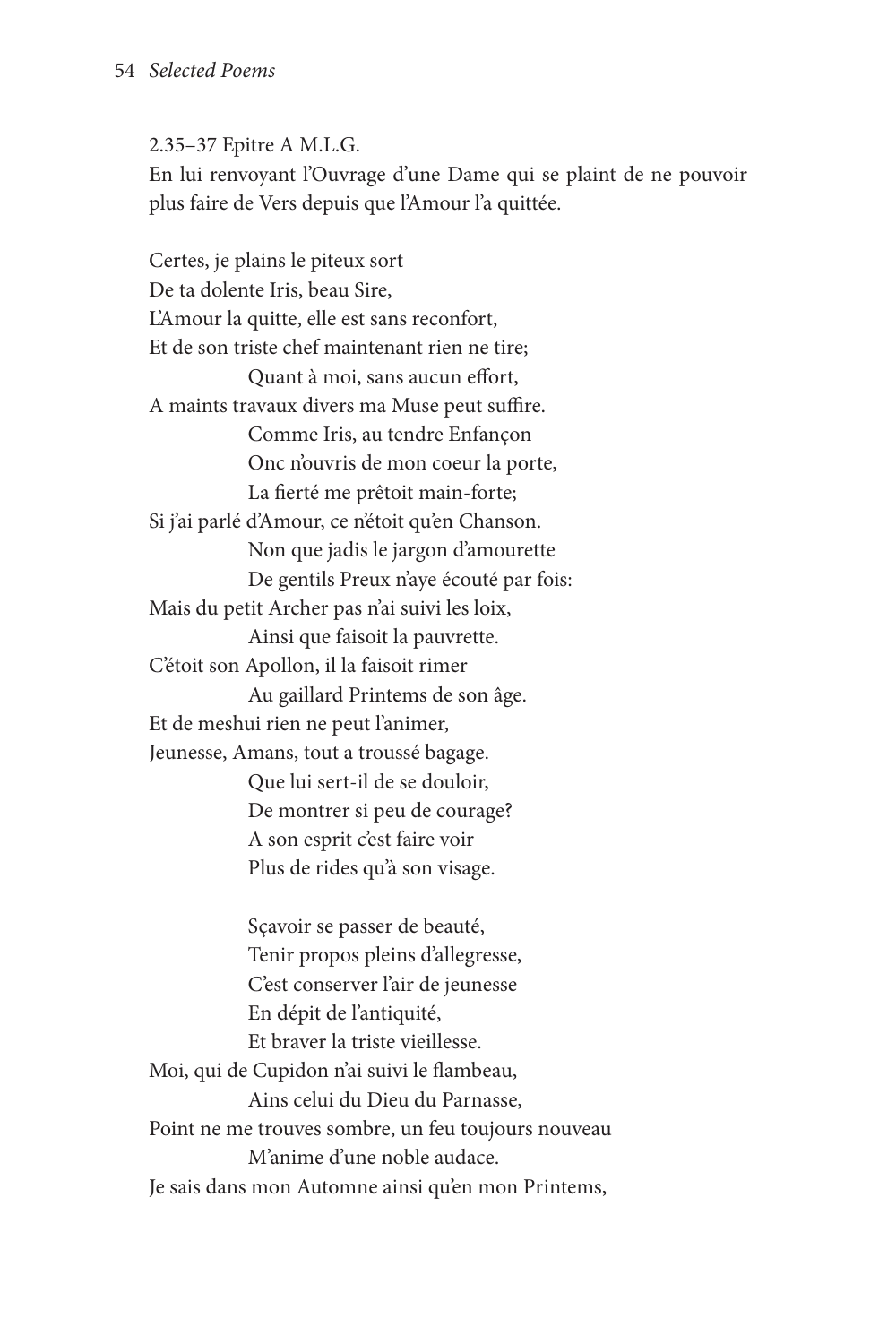2.35–37 Epitre A M.L.G.

En lui renvoyant l'Ouvrage d'une Dame qui se plaint de ne pouvoir plus faire de Vers depuis que l'Amour l'a quittée.

Certes, je plains le piteux sort  
De ta dolente Iris, beau Sire,  
L'Amour la quitte, elle est sans reconfort,  
Et de son triste chef maintenant rien ne tire;  
Quant à moi, sans aucun effort,  
A maints travaux divers ma Muse peut suffire.  
Comme Iris, au tendre Enfançon  
Onc n'ouvris de mon coeur la porte,  
La fierté me prêtoit main-forte;  
Si j'ai parlé d'Amour, ce n'étoit qu'en Chanson.  
Non que jadis le jargon d'amourette  
De gentils Preux n'aye écouté par fois:  
Mais du petit Archer pas n'ai suivi les loix,  
Ainsi que faisoit la pauvrette.  
C'étoit son Apollon, il la faisoit rimer  
Au gaillard Printems de son âge.  
Et de meshui rien ne peut l'animer,  
Jeunesse, Amans, tout a troussé bagage.  
Que lui sert-il de se douloir,  
De montrer si peu de courage?  
A son esprit c'est faire voir  
Plus de rides qu'à son visage.

Sçavoir se passer de beauté,  
Tenir propos pleins d'allegresse,  
C'est conserver l'air de jeunesse  
En dépit de l'antiquité,  
Et braver la triste vieillesse.  
Moi, qui de Cupidon n'ai suivi le flambeau,  
Ains celui du Dieu du Parnasse,  
Point ne me trouves sombre, un feu toujours nouveau  
M'anime d'une noble audace.  
Je sais dans mon Automne ainsi qu'en mon Printems,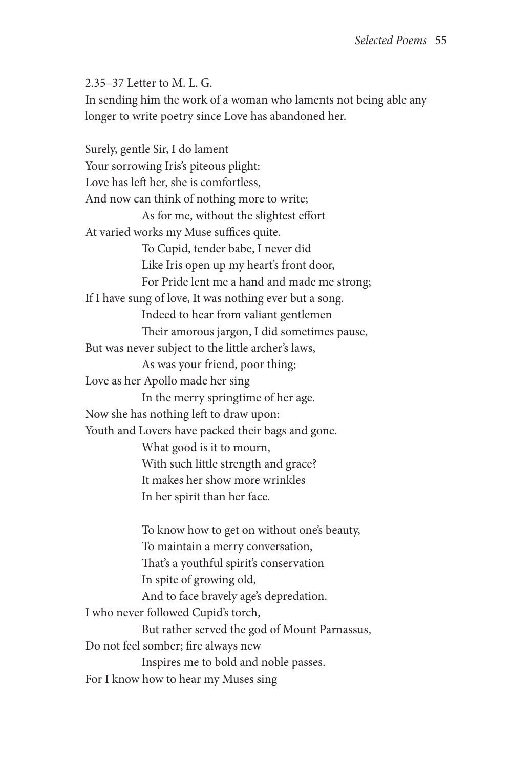2.35–37 Letter to M. L. G.

In sending him the work of a woman who laments not being able any longer to write poetry since Love has abandoned her.

Surely, gentle Sir, I do lament  
Your sorrowing Iris's piteous plight:  
Love has left her, she is comfortless,  
And now can think of nothing more to write;  
        As for me, without the slightest effort  
At varied works my Muse suffices quite.  
        To Cupid, tender babe, I never did  
        Like Iris open up my heart's front door,  
        For Pride lent me a hand and made me strong;  
If I have sung of love, It was nothing ever but a song.  
        Indeed to hear from valiant gentlemen  
        Their amorous jargon, I did sometimes pause,  
But was never subject to the little archer's laws,  
        As was your friend, poor thing;  
Love as her Apollo made her sing  
        In the merry springtime of her age.  
Now she has nothing left to draw upon:  
Youth and Lovers have packed their bags and gone.  
        What good is it to mourn,  
        With such little strength and grace?  
        It makes her show more wrinkles  
        In her spirit than her face.

        To know how to get on without one's beauty,  
        To maintain a merry conversation,  
        That's a youthful spirit's conservation  
        In spite of growing old,  
        And to face bravely age's depredation.  
I who never followed Cupid's torch,  
        But rather served the god of Mount Parnassus,  
Do not feel somber; fire always new  
        Inspires me to bold and noble passes.  
For I know how to hear my Muses sing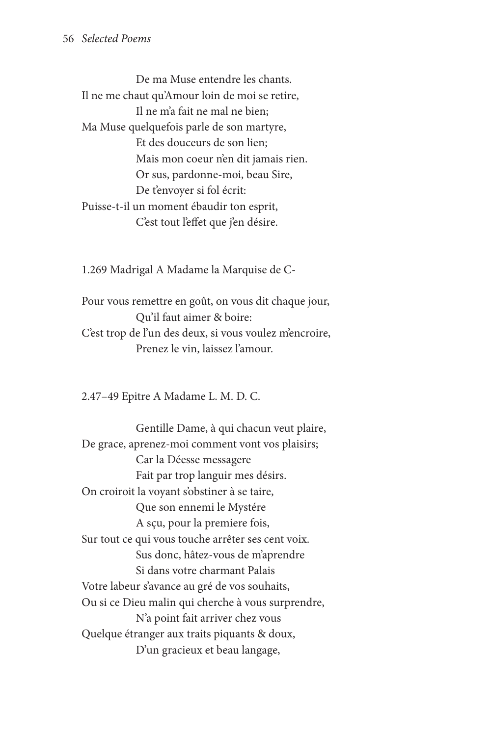De ma Muse entendre les chants.  
Il ne me chaut qu'Amour loin de moi se retire,  
Il ne m'a fait ne mal ne bien;  
Ma Muse quelquefois parle de son martyre,  
Et des douceurs de son lien;  
Mais mon coeur n'en dit jamais rien.  
Or sus, pardonne-moi, beau Sire,  
De t'envoyer si fol écrit:  
Puisse-t-il un moment ébaudir ton esprit,  
C'est tout l'effet que j'en désire.

1.269 Madrigal A Madame la Marquise de C-

Pour vous remettre en goût, on vous dit chaque jour,  
Qu'il faut aimer & boire:  
C'est trop de l'un des deux, si vous voulez m'encroire,  
Prenez le vin, laissez l'amour.

2.47–49 Epitre A Madame L. M. D. C.

Gentille Dame, à qui chacun veut plaire,  
De grace, aprenez-moi comment vont vos plaisirs;  
Car la Déesse messagere  
Fait par trop languir mes désirs.  
On croiroit la voyant s'obstiner à se taire,  
Que son ennemi le Mystére  
A sçu, pour la premiere fois,  
Sur tout ce qui vous touche arrêter ses cent voix.  
Sus donc, hâtez-vous de m'aprendre  
Si dans votre charmant Palais  
Votre labeur s'avance au gré de vos souhaits,  
Ou si ce Dieu malin qui cherche à vous surprendre,  
N'a point fait arriver chez vous  
Quelque étranger aux traits piquants & doux,  
D'un gracieux et beau langage,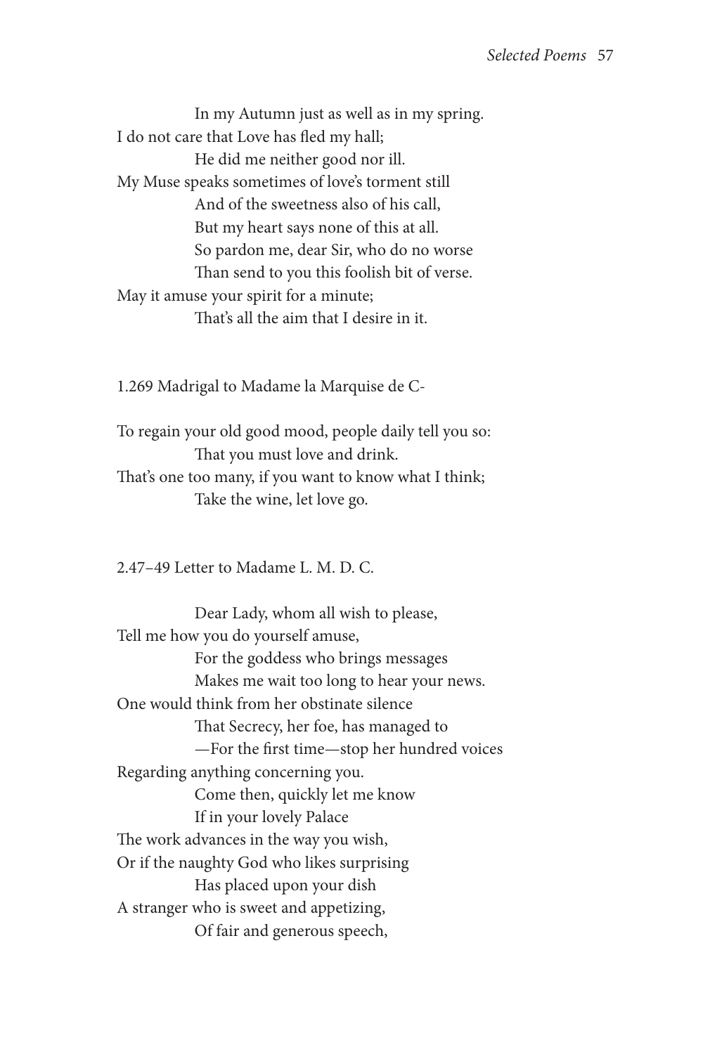In my Autumn just as well as in my spring.
I do not care that Love has fled my hall;
He did me neither good nor ill.
My Muse speaks sometimes of love's torment still
And of the sweetness also of his call,
But my heart says none of this at all.
So pardon me, dear Sir, who do no worse
Than send to you this foolish bit of verse.
May it amuse your spirit for a minute;
That's all the aim that I desire in it.

### 1.269 Madrigal to Madame la Marquise de C-

To regain your old good mood, people daily tell you so:
That you must love and drink.
That's one too many, if you want to know what I think;
Take the wine, let love go.

### 2.47–49 Letter to Madame L. M. D. C.

Dear Lady, whom all wish to please,
Tell me how you do yourself amuse,
For the goddess who brings messages
Makes me wait too long to hear your news.
One would think from her obstinate silence
That Secrecy, her foe, has managed to
—For the first time—stop her hundred voices
Regarding anything concerning you.
Come then, quickly let me know
If in your lovely Palace
The work advances in the way you wish,
Or if the naughty God who likes surprising
Has placed upon your dish
A stranger who is sweet and appetizing,
Of fair and generous speech,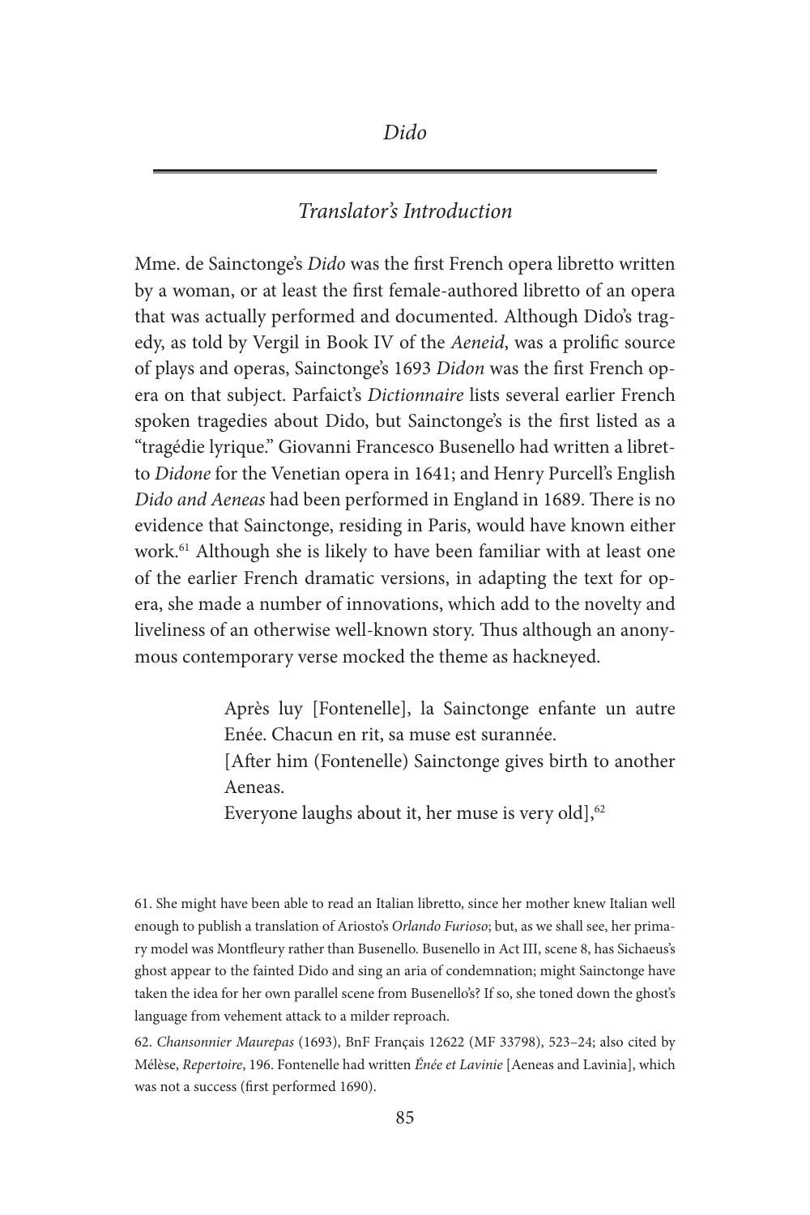# *Dido*

## *Translator's Introduction*

Mme. de Sainctonge's *Dido* was the first French opera libretto written by a woman, or at least the first female-authored libretto of an opera that was actually performed and documented. Although Dido's tragedy, as told by Vergil in Book IV of the *Aeneid*, was a prolific source of plays and operas, Sainctonge's 1693 *Didon* was the first French opera on that subject. Parfaict's *Dictionnaire* lists several earlier French spoken tragedies about Dido, but Sainctonge's is the first listed as a "tragédie lyrique." Giovanni Francesco Busenello had written a libretto *Didone* for the Venetian opera in 1641; and Henry Purcell's English *Dido and Aeneas* had been performed in England in 1689. There is no evidence that Sainctonge, residing in Paris, would have known either work.[61] Although she is likely to have been familiar with at least one of the earlier French dramatic versions, in adapting the text for opera, she made a number of innovations, which add to the novelty and liveliness of an otherwise well-known story. Thus although an anonymous contemporary verse mocked the theme as hackneyed.

> Après luy [Fontenelle], la Sainctonge enfante un autre Enée. Chacun en rit, sa muse est surannée.
>
> [After him (Fontenelle) Sainctonge gives birth to another Aeneas.
>
> Everyone laughs about it, her muse is very old],[62]

61. She might have been able to read an Italian libretto, since her mother knew Italian well enough to publish a translation of Ariosto's *Orlando Furioso*; but, as we shall see, her primary model was Montfleury rather than Busenello. Busenello in Act III, scene 8, has Sichaeus's ghost appear to the fainted Dido and sing an aria of condemnation; might Sainctonge have taken the idea for her own parallel scene from Busenello's? If so, she toned down the ghost's language from vehement attack to a milder reproach.

62. *Chansonnier Maurepas* (1693), BnF Français 12622 (MF 33798), 523–24; also cited by Mélèse, *Repertoire*, 196. Fontenelle had written *Énée et Lavinie* [Aeneas and Lavinia], which was not a success (first performed 1690).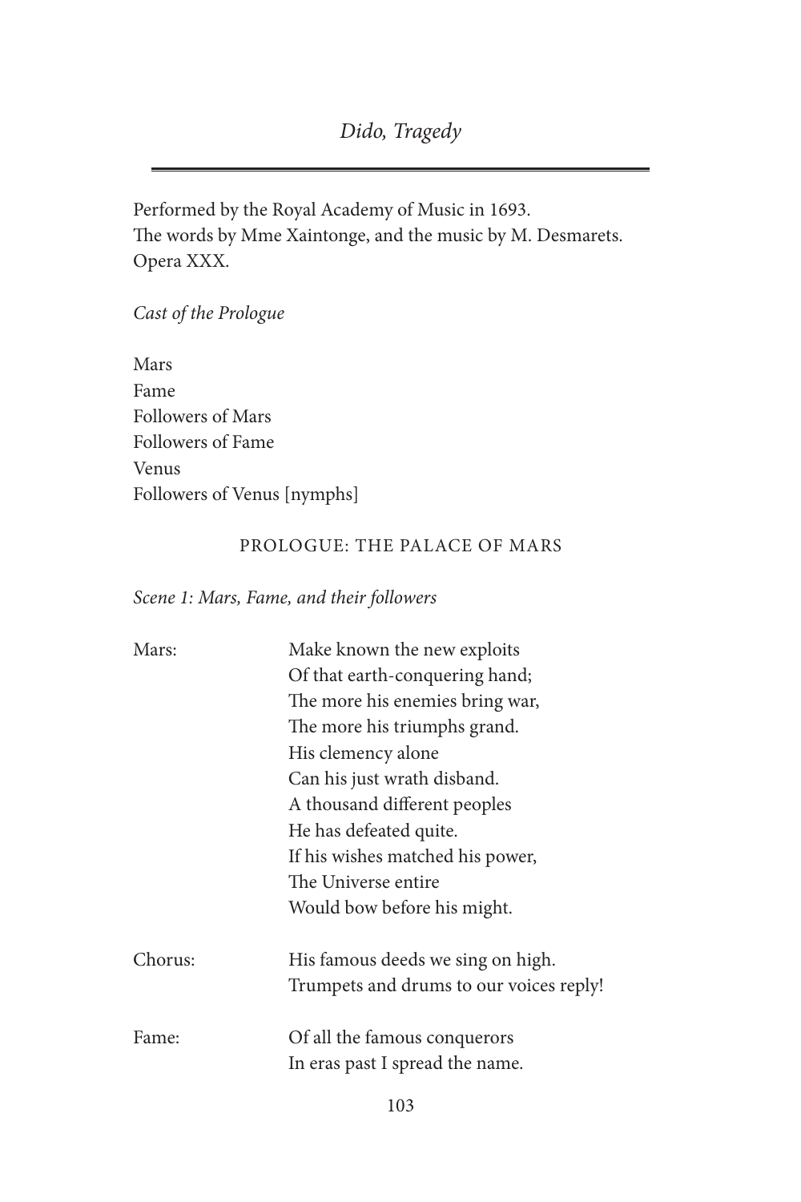## *Dido, Tragedy*

Performed by the Royal Academy of Music in 1693.
The words by Mme Xaintonge, and the music by M. Desmarets.
Opera XXX.

*Cast of the Prologue*

Mars
Fame
Followers of Mars
Followers of Fame
Venus
Followers of Venus [nymphs]

### PROLOGUE: THE PALACE OF MARS

*Scene 1: Mars, Fame, and their followers*

| | |
|---|---|
| Mars: | Make known the new exploits<br>Of that earth-conquering hand;<br>The more his enemies bring war,<br>The more his triumphs grand.<br>His clemency alone<br>Can his just wrath disband.<br>A thousand different peoples<br>He has defeated quite.<br>If his wishes matched his power,<br>The Universe entire<br>Would bow before his might. |
| Chorus: | His famous deeds we sing on high.<br>Trumpets and drums to our voices reply! |
| Fame: | Of all the famous conquerors<br>In eras past I spread the name. |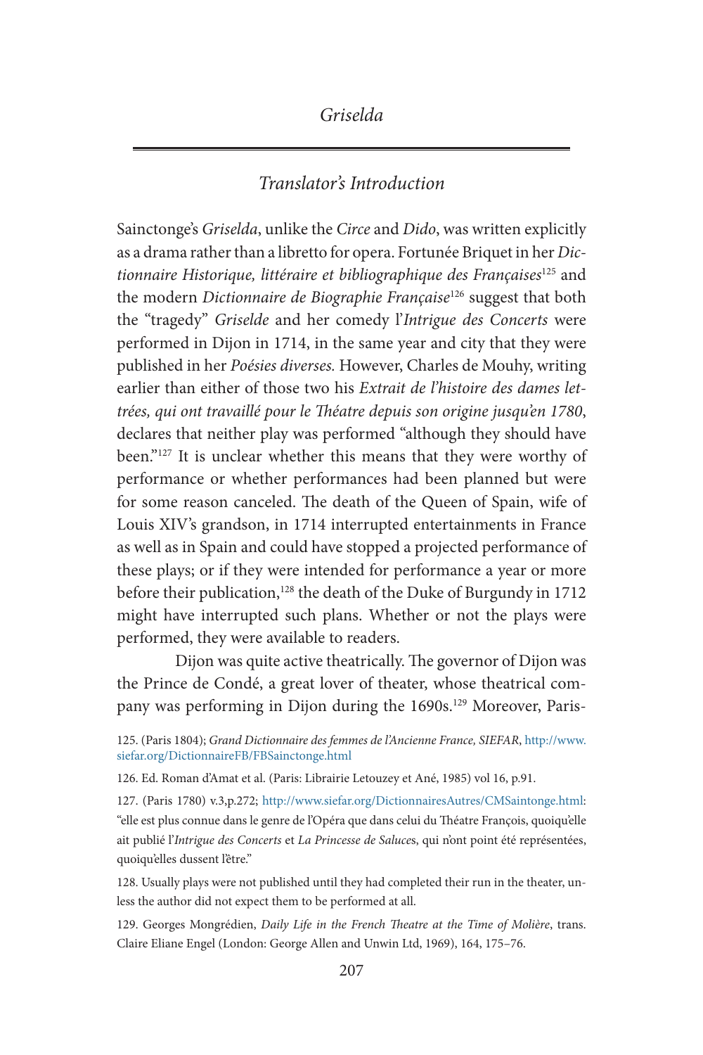# Griselda

## Translator's Introduction

Sainctonge's *Griselda*, unlike the *Circe* and *Dido*, was written explicitly as a drama rather than a libretto for opera. Fortunée Briquet in her *Dictionnaire Historique, littéraire et bibliographique des Françaises*[125] and the modern *Dictionnaire de Biographie Française*[126] suggest that both the "tragedy" *Griselde* and her comedy l'*Intrigue des Concerts* were performed in Dijon in 1714, in the same year and city that they were published in her *Poésies diverses.* However, Charles de Mouhy, writing earlier than either of those two his *Extrait de l'histoire des dames lettrées, qui ont travaillé pour le Théatre depuis son origine jusqu'en 1780*, declares that neither play was performed "although they should have been."[127] It is unclear whether this means that they were worthy of performance or whether performances had been planned but were for some reason canceled. The death of the Queen of Spain, wife of Louis XIV's grandson, in 1714 interrupted entertainments in France as well as in Spain and could have stopped a projected performance of these plays; or if they were intended for performance a year or more before their publication,[128] the death of the Duke of Burgundy in 1712 might have interrupted such plans. Whether or not the plays were performed, they were available to readers.

Dijon was quite active theatrically. The governor of Dijon was the Prince de Condé, a great lover of theater, whose theatrical company was performing in Dijon during the 1690s.[129] Moreover, Paris-

125. (Paris 1804); *Grand Dictionnaire des femmes de l'Ancienne France, SIEFAR*, http://www.siefar.org/DictionnaireFB/FBSainctonge.html

126. Ed. Roman d'Amat et al. (Paris: Librairie Letouzey et Ané, 1985) vol 16, p.91.

127. (Paris 1780) v.3,p.272; http://www.siefar.org/DictionnairesAutres/CMSaintonge.html: "elle est plus connue dans le genre de l'Opéra que dans celui du Théatre François, quoiqu'elle ait publié l'*Intrigue des Concerts* et *La Princesse de Saluce*s, qui n'ont point été représentées, quoiqu'elles dussent l'être."

128. Usually plays were not published until they had completed their run in the theater, unless the author did not expect them to be performed at all.

129. Georges Mongrédien, *Daily Life in the French Theatre at the Time of Molière*, trans. Claire Eliane Engel (London: George Allen and Unwin Ltd, 1969), 164, 175–76.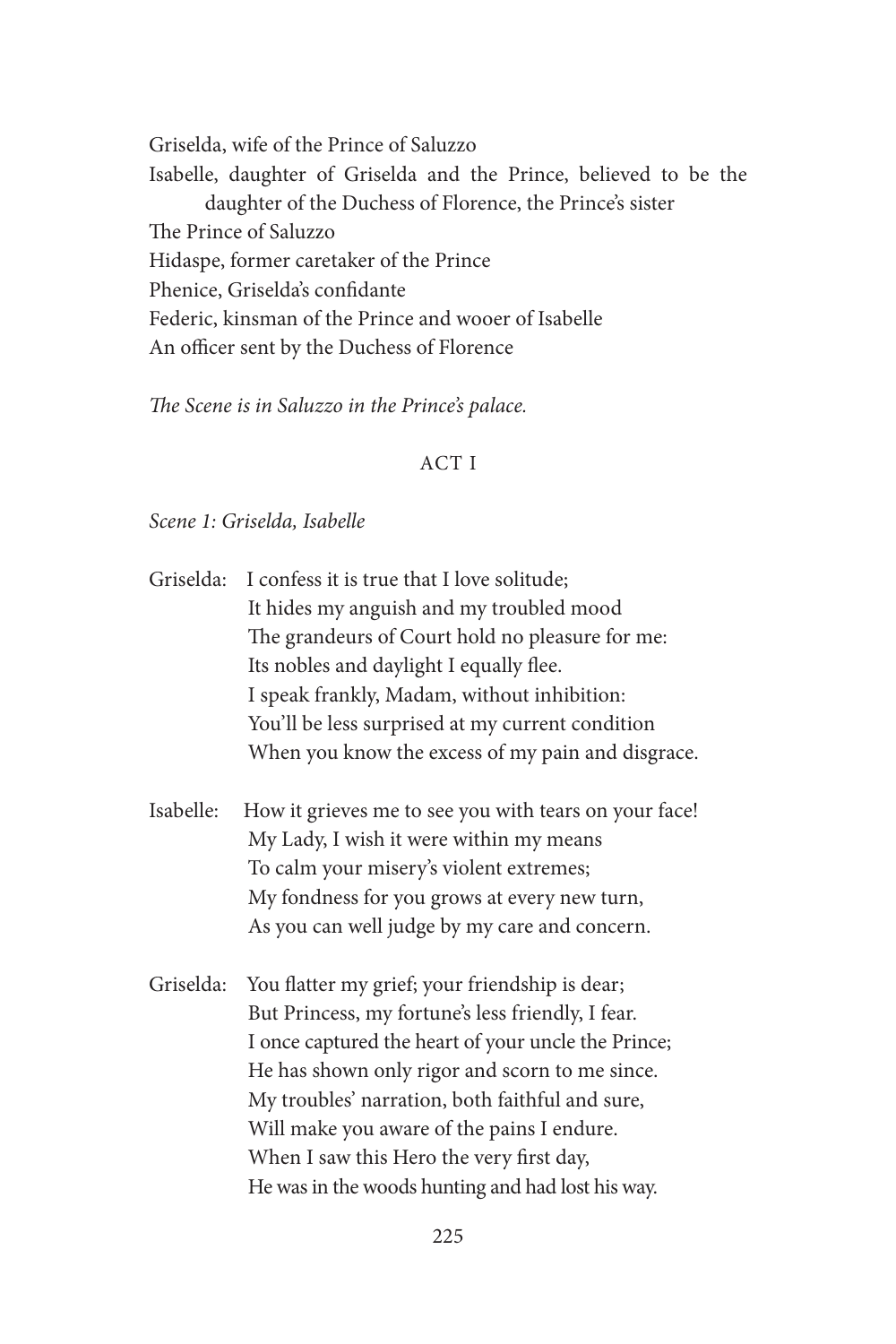Griselda, wife of the Prince of Saluzzo
Isabelle, daughter of Griselda and the Prince, believed to be the daughter of the Duchess of Florence, the Prince's sister
The Prince of Saluzzo
Hidaspe, former caretaker of the Prince
Phenice, Griselda's confidante
Federic, kinsman of the Prince and wooer of Isabelle
An officer sent by the Duchess of Florence

*The Scene is in Saluzzo in the Prince's palace.*

## ACT I

*Scene 1: Griselda, Isabelle*

Griselda: I confess it is true that I love solitude;
It hides my anguish and my troubled mood
The grandeurs of Court hold no pleasure for me:
Its nobles and daylight I equally flee.
I speak frankly, Madam, without inhibition:
You'll be less surprised at my current condition
When you know the excess of my pain and disgrace.

Isabelle: How it grieves me to see you with tears on your face!
My Lady, I wish it were within my means
To calm your misery's violent extremes;
My fondness for you grows at every new turn,
As you can well judge by my care and concern.

Griselda: You flatter my grief; your friendship is dear;
But Princess, my fortune's less friendly, I fear.
I once captured the heart of your uncle the Prince;
He has shown only rigor and scorn to me since.
My troubles' narration, both faithful and sure,
Will make you aware of the pains I endure.
When I saw this Hero the very first day,
He was in the woods hunting and had lost his way.